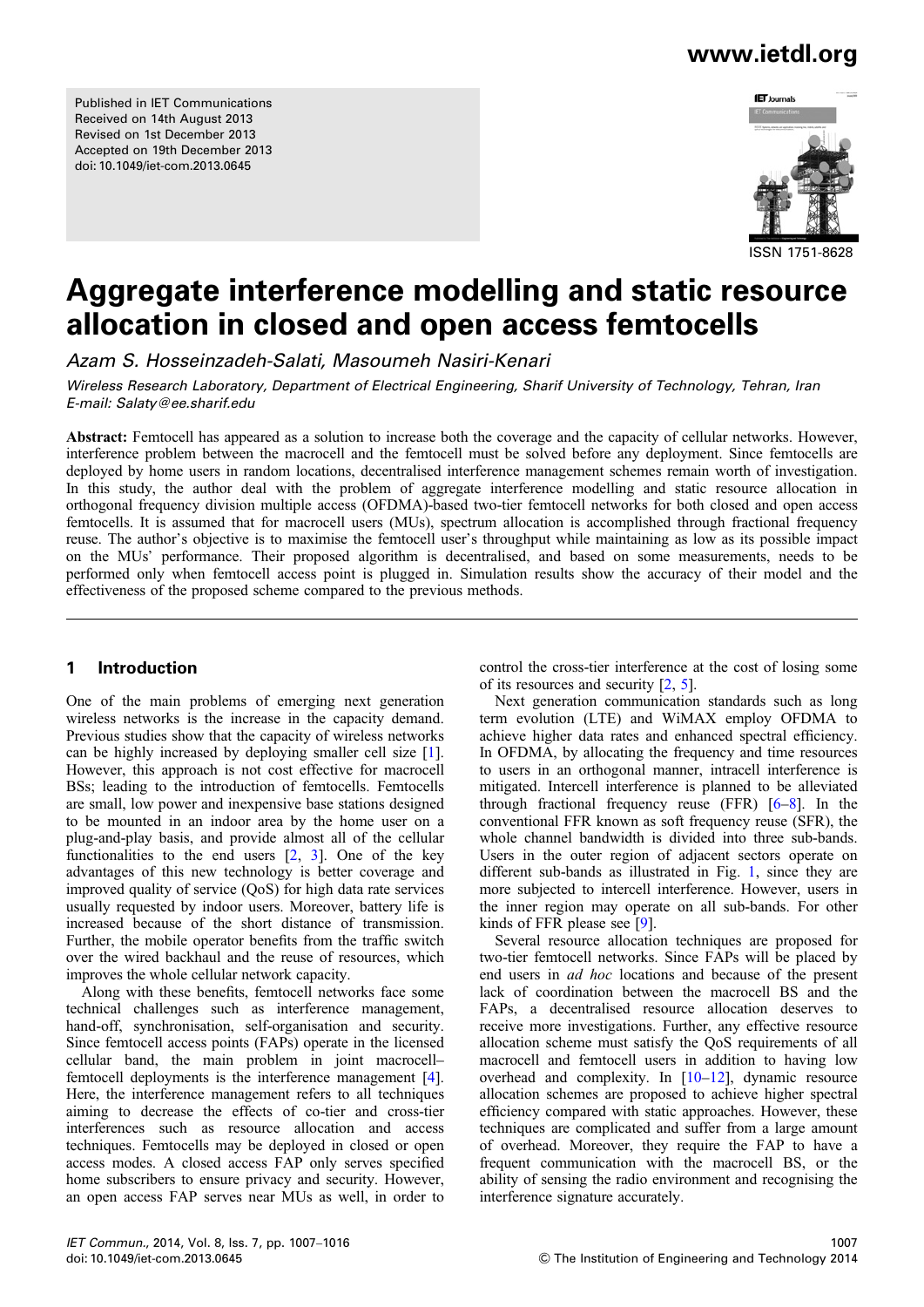Published in IET Communications
Received on 14th August 2013
Revised on 1st December 2013
Accepted on 19th December 2013
doi: 10.1049/iet-com.2013.0645

ISSN 1751-8628

# Aggregate interference modelling and static resource allocation in closed and open access femtocells

*Azam S. Hosseinzadeh-Salati, Masoumeh Nasiri-Kenari*

*Wireless Research Laboratory, Department of Electrical Engineering, Sharif University of Technology, Tehran, Iran*
*E-mail: Salaty@ee.sharif.edu*

**Abstract:** Femtocell has appeared as a solution to increase both the coverage and the capacity of cellular networks. However, interference problem between the macrocell and the femtocell must be solved before any deployment. Since femtocells are deployed by home users in random locations, decentralised interference management schemes remain worth of investigation. In this study, the author deal with the problem of aggregate interference modelling and static resource allocation in orthogonal frequency division multiple access (OFDMA)-based two-tier femtocell networks for both closed and open access femtocells. It is assumed that for macrocell users (MUs), spectrum allocation is accomplished through fractional frequency reuse. The author's objective is to maximise the femtocell user's throughput while maintaining as low as its possible impact on the MUs' performance. Their proposed algorithm is decentralised, and based on some measurements, needs to be performed only when femtocell access point is plugged in. Simulation results show the accuracy of their model and the effectiveness of the proposed scheme compared to the previous methods.

## 1 Introduction

One of the main problems of emerging next generation wireless networks is the increase in the capacity demand. Previous studies show that the capacity of wireless networks can be highly increased by deploying smaller cell size [1]. However, this approach is not cost effective for macrocell BSs; leading to the introduction of femtocells. Femtocells are small, low power and inexpensive base stations designed to be mounted in an indoor area by the home user on a plug-and-play basis, and provide almost all of the cellular functionalities to the end users [2, 3]. One of the key advantages of this new technology is better coverage and improved quality of service (QoS) for high data rate services usually requested by indoor users. Moreover, battery life is increased because of the short distance of transmission. Further, the mobile operator benefits from the traffic switch over the wired backhaul and the reuse of resources, which improves the whole cellular network capacity.

Along with these benefits, femtocell networks face some technical challenges such as interference management, hand-off, synchronisation, self-organisation and security. Since femtocell access points (FAPs) operate in the licensed cellular band, the main problem in joint macrocell–femtocell deployments is the interference management [4]. Here, the interference management refers to all techniques aiming to decrease the effects of co-tier and cross-tier interferences such as resource allocation and access techniques. Femtocells may be deployed in closed or open access modes. A closed access FAP only serves specified home subscribers to ensure privacy and security. However, an open access FAP serves near MUs as well, in order to control the cross-tier interference at the cost of losing some of its resources and security [2, 5].

Next generation communication standards such as long term evolution (LTE) and WiMAX employ OFDMA to achieve higher data rates and enhanced spectral efficiency. In OFDMA, by allocating the frequency and time resources to users in an orthogonal manner, intracell interference is mitigated. Intercell interference is planned to be alleviated through fractional frequency reuse (FFR) [6–8]. In the conventional FFR known as soft frequency reuse (SFR), the whole channel bandwidth is divided into three sub-bands. Users in the outer region of adjacent sectors operate on different sub-bands as illustrated in Fig. 1, since they are more subjected to intercell interference. However, users in the inner region may operate on all sub-bands. For other kinds of FFR please see [9].

Several resource allocation techniques are proposed for two-tier femtocell networks. Since FAPs will be placed by end users in *ad hoc* locations and because of the present lack of coordination between the macrocell BS and the FAPs, a decentralised resource allocation deserves to receive more investigations. Further, any effective resource allocation scheme must satisfy the QoS requirements of all macrocell and femtocell users in addition to having low overhead and complexity. In [10–12], dynamic resource allocation schemes are proposed to achieve higher spectral efficiency compared with static approaches. However, these techniques are complicated and suffer from a large amount of overhead. Moreover, they require the FAP to have a frequent communication with the macrocell BS, or the ability of sensing the radio environment and recognising the interference signature accurately.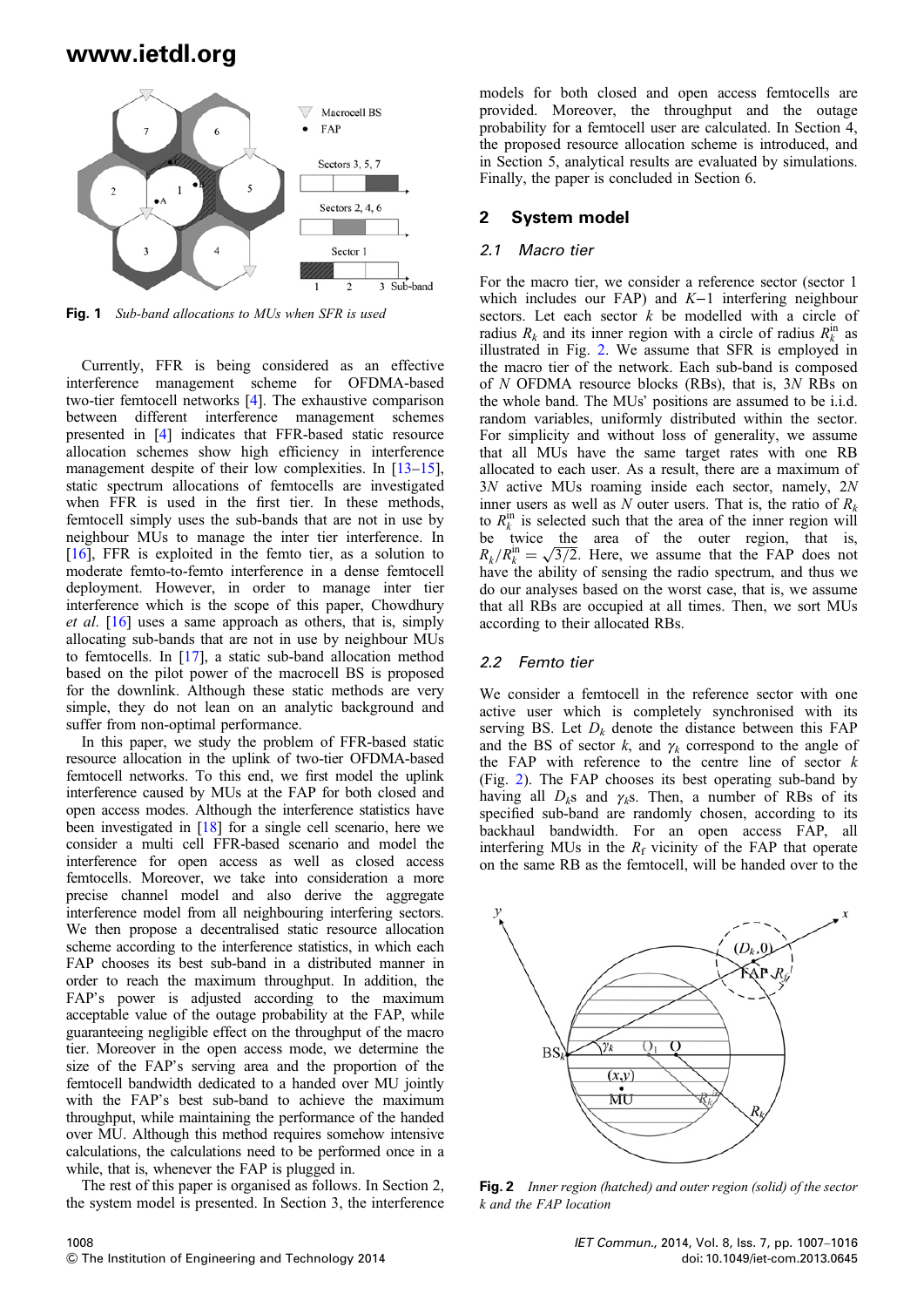Macrocell BS

FAP

Sectors 3, 5, 7

Sectors 2, 4, 6

Sector 1

1 2 3 Sub-band

**Fig. 1** *Sub-band allocations to MUs when SFR is used*

Currently, FFR is being considered as an effective interference management scheme for OFDMA-based two-tier femtocell networks [4]. The exhaustive comparison between different interference management schemes presented in [4] indicates that FFR-based static resource allocation schemes show high efficiency in interference management despite of their low complexities. In [13–15], static spectrum allocations of femtocells are investigated when FFR is used in the first tier. In these methods, femtocell simply uses the sub-bands that are not in use by neighbour MUs to manage the inter tier interference. In [16], FFR is exploited in the femto tier, as a solution to moderate femto-to-femto interference in a dense femtocell deployment. However, in order to manage inter tier interference which is the scope of this paper, Chowdhury *et al.* [16] uses a same approach as others, that is, simply allocating sub-bands that are not in use by neighbour MUs to femtocells. In [17], a static sub-band allocation method based on the pilot power of the macrocell BS is proposed for the downlink. Although these static methods are very simple, they do not lean on an analytic background and suffer from non-optimal performance.

In this paper, we study the problem of FFR-based static resource allocation in the uplink of two-tier OFDMA-based femtocell networks. To this end, we first model the uplink interference caused by MUs at the FAP for both closed and open access modes. Although the interference statistics have been investigated in [18] for a single cell scenario, here we consider a multi cell FFR-based scenario and model the interference for open access as well as closed access femtocells. Moreover, we take into consideration a more precise channel model and also derive the aggregate interference model from all neighbouring interfering sectors. We then propose a decentralised static resource allocation scheme according to the interference statistics, in which each FAP chooses its best sub-band in a distributed manner in order to reach the maximum throughput. In addition, the FAP's power is adjusted according to the maximum acceptable value of the outage probability at the FAP, while guaranteeing negligible effect on the throughput of the macro tier. Moreover in the open access mode, we determine the size of the FAP's serving area and the proportion of the femtocell bandwidth dedicated to a handed over MU jointly with the FAP's best sub-band to achieve the maximum throughput, while maintaining the performance of the handed over MU. Although this method requires somehow intensive calculations, the calculations need to be performed once in a while, that is, whenever the FAP is plugged in.

The rest of this paper is organised as follows. In Section 2, the system model is presented. In Section 3, the interference models for both closed and open access femtocells are provided. Moreover, the throughput and the outage probability for a femtocell user are calculated. In Section 4, the proposed resource allocation scheme is introduced, and in Section 5, analytical results are evaluated by simulations. Finally, the paper is concluded in Section 6.

## 2 System model

### 2.1 Macro tier

For the macro tier, we consider a reference sector (sector 1 which includes our FAP) and $K-1$ interfering neighbour sectors. Let each sector $k$ be modelled with a circle of radius $R_k$ and its inner region with a circle of radius $R_k^{\text{in}}$ as illustrated in Fig. 2. We assume that SFR is employed in the macro tier of the network. Each sub-band is composed of $N$ OFDMA resource blocks (RBs), that is, $3N$ RBs on the whole band. The MUs' positions are assumed to be i.i.d. random variables, uniformly distributed within the sector. For simplicity and without loss of generality, we assume that all MUs have the same target rates with one RB allocated to each user. As a result, there are a maximum of $3N$ active MUs roaming inside each sector, namely, $2N$ inner users as well as $N$ outer users. That is, the ratio of $R_k$ to $R_k^{\text{in}}$ is selected such that the area of the inner region will be twice the area of the outer region, that is, $R_k/R_k^{\text{in}} = \sqrt{3/2}$. Here, we assume that the FAP does not have the ability of sensing the radio spectrum, and thus we do our analyses based on the worst case, that is, we assume that all RBs are occupied at all times. Then, we sort MUs according to their allocated RBs.

### 2.2 Femto tier

We consider a femtocell in the reference sector with one active user which is completely synchronised with its serving BS. Let $D_k$ denote the distance between this FAP and the BS of sector $k$, and $\gamma_k$ correspond to the angle of the FAP with reference to the centre line of sector $k$ (Fig. 2). The FAP chooses its best operating sub-band by having all $D_k$s and $\gamma_k$s. Then, a number of RBs of its specified sub-band are randomly chosen, according to its backhaul bandwidth. For an open access FAP, all interfering MUs in the $R_f$ vicinity of the FAP that operate on the same RB as the femtocell, will be handed over to the

y

x

$(D_k,0)$

FAP $R_f$

$\text{BS}_k$ $\gamma_k$ $O_1$ $O$

$(x,y)$

MU

$R_k^{\text{in}}$

$R_k$

**Fig. 2** *Inner region (hatched) and outer region (solid) of the sector k and the FAP location*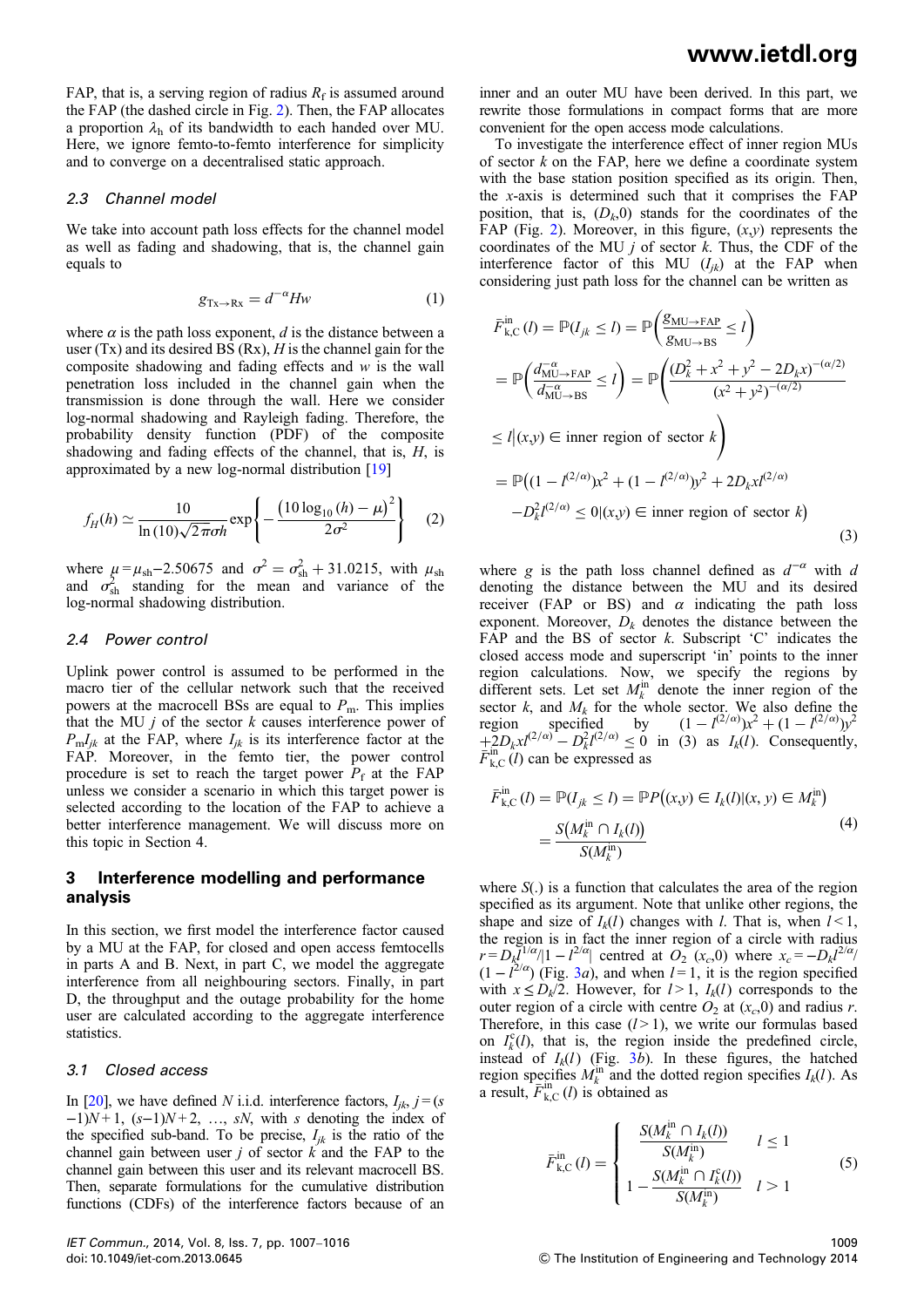FAP, that is, a serving region of radius $R_f$ is assumed around the FAP (the dashed circle in Fig. 2). Then, the FAP allocates a proportion $\lambda_h$ of its bandwidth to each handed over MU. Here, we ignore femto-to-femto interference for simplicity and to converge on a decentralised static approach.

### 2.3 Channel model

We take into account path loss effects for the channel model as well as fading and shadowing, that is, the channel gain equals to

$$g_{\text{Tx}\to\text{Rx}} = d^{-\alpha}Hw \tag{1}$$

where $\alpha$ is the path loss exponent, $d$ is the distance between a user (Tx) and its desired BS (Rx), $H$ is the channel gain for the composite shadowing and fading effects and $w$ is the wall penetration loss included in the channel gain when the transmission is done through the wall. Here we consider log-normal shadowing and Rayleigh fading. Therefore, the probability density function (PDF) of the composite shadowing and fading effects of the channel, that is, $H$, is approximated by a new log-normal distribution [19]

$$f_H(h) \simeq \frac{10}{\ln(10)\sqrt{2\pi}\sigma h}\exp\left\{-\frac{\left(10\log_{10}(h) - \mu\right)^2}{2\sigma^2}\right\} \tag{2}$$

where $\mu = \mu_{\text{sh}} - 2.50675$ and $\sigma^2 = \sigma_{\text{sh}}^2 + 31.0215$, with $\mu_{\text{sh}}$ and $\sigma_{\text{sh}}^2$ standing for the mean and variance of the log-normal shadowing distribution.

### 2.4 Power control

Uplink power control is assumed to be performed in the macro tier of the cellular network such that the received powers at the macrocell BSs are equal to $P_m$. This implies that the MU $j$ of the sector $k$ causes interference power of $P_m I_{jk}$ at the FAP, where $I_{jk}$ is its interference factor at the FAP. Moreover, in the femto tier, the power control procedure is set to reach the target power $P_f$ at the FAP unless we consider a scenario in which this target power is selected according to the location of the FAP to achieve a better interference management. We will discuss more on this topic in Section 4.

## 3 Interference modelling and performance analysis

In this section, we first model the interference factor caused by a MU at the FAP, for closed and open access femtocells in parts A and B. Next, in part C, we model the aggregate interference from all neighbouring sectors. Finally, in part D, the throughput and the outage probability for the home user are calculated according to the aggregate interference statistics.

### 3.1 Closed access

In [20], we have defined $N$ i.i.d. interference factors, $I_{jk}$, $j = (s-1)N+1, (s-1)N+2, \ldots, sN$, with $s$ denoting the index of the specified sub-band. To be precise, $I_{jk}$ is the ratio of the channel gain between user $j$ of sector $k$ and the FAP to the channel gain between this user and its relevant macrocell BS. Then, separate formulations for the cumulative distribution functions (CDFs) of the interference factors because of an inner and an outer MU have been derived. In this part, we rewrite those formulations in compact forms that are more convenient for the open access mode calculations.

To investigate the interference effect of inner region MUs of sector $k$ on the FAP, here we define a coordinate system with the base station position specified as its origin. Then, the $x$-axis is determined such that it comprises the FAP position, that is, $(D_k, 0)$ stands for the coordinates of the FAP (Fig. 2). Moreover, in this figure, $(x,y)$ represents the coordinates of the MU $j$ of sector $k$. Thus, the CDF of the interference factor of this MU ($I_{jk}$) at the FAP when considering just path loss for the channel can be written as

$$\begin{aligned}
\bar{F}_{\text{k,C}}^{\text{in}}(l) &= \mathbb{P}(I_{jk} \le l) = \mathbb{P}\left(\frac{g_{\text{MU}\to\text{FAP}}}{g_{\text{MU}\to\text{BS}}} \le l\right) \\
&= \mathbb{P}\left(\frac{d_{\text{MU}\to\text{FAP}}^{-\alpha}}{d_{\text{MU}\to\text{BS}}^{-\alpha}} \le l\right) = \mathbb{P}\left(\frac{(D_k^2 + x^2 + y^2 - 2D_k x)^{-(\alpha/2)}}{(x^2+y^2)^{-(\alpha/2)}}\right. \\
&\quad \left.\le l \middle| (x,y) \in \text{inner region of sector } k\right) \\
&= \mathbb{P}\big((1 - l^{(2/\alpha)})x^2 + (1 - l^{(2/\alpha)})y^2 + 2D_k x l^{(2/\alpha)} \\
&\quad - D_k^2 l^{(2/\alpha)} \le 0 | (x,y) \in \text{inner region of sector } k\big)
\end{aligned} \tag{3}$$

where $g$ is the path loss channel defined as $d^{-\alpha}$ with $d$ denoting the distance between the MU and its desired receiver (FAP or BS) and $\alpha$ indicating the path loss exponent. Moreover, $D_k$ denotes the distance between the FAP and the BS of sector $k$. Subscript 'C' indicates the closed access mode and superscript 'in' points to the inner region calculations. Now, we specify the regions by different sets. Let set $M_k^{\text{in}}$ denote the inner region of the sector $k$, and $M_k$ for the whole sector. We also define the region specified by $(1 - l^{(2/\alpha)})x^2 + (1 - l^{(2/\alpha)})y^2 + 2D_k x l^{(2/\alpha)} - D_k^2 l^{(2/\alpha)} \le 0$ in (3) as $I_k(l)$. Consequently, $\bar{F}_{\text{k,C}}^{\text{in}}(l)$ can be expressed as

$$\begin{aligned}
\bar{F}_{\text{k,C}}^{\text{in}}(l) &= \mathbb{P}(I_{jk} \le l) = \mathbb{P}P\big((x,y) \in I_k(l) | (x,y) \in M_k^{\text{in}}\big) \\
&= \frac{S\big(M_k^{\text{in}} \cap I_k(l)\big)}{S(M_k^{\text{in}})}
\end{aligned} \tag{4}$$

where $S(.)$ is a function that calculates the area of the region specified as its argument. Note that unlike other regions, the shape and size of $I_k(l)$ changes with $l$. That is, when $l < 1$, the region is in fact the inner region of a circle with radius $r = D_k l^{1/\alpha} / |1 - l^{2/\alpha}|$ centred at $O_2$ $(x_c, 0)$ where $x_c = -D_k l^{2/\alpha} / (1 - l^{2/\alpha})$ (Fig. 3*a*), and when $l = 1$, it is the region specified with $x \le D_k/2$. However, for $l > 1$, $I_k(l)$ corresponds to the outer region of a circle with centre $O_2$ at $(x_c, 0)$ and radius $r$. Therefore, in this case ($l > 1$), we write our formulas based on $I_k^c(l)$, that is, the region inside the predefined circle, instead of $I_k(l)$ (Fig. 3*b*). In these figures, the hatched region specifies $M_k^{\text{in}}$ and the dotted region specifies $I_k(l)$. As a result, $\bar{F}_{\text{k,C}}^{\text{in}}(l)$ is obtained as

$$\bar{F}_{\text{k,C}}^{\text{in}}(l) = \begin{cases} \dfrac{S(M_k^{\text{in}} \cap I_k(l))}{S(M_k^{\text{in}})} & l \le 1 \\[2ex] 1 - \dfrac{S(M_k^{\text{in}} \cap I_k^c(l))}{S(M_k^{\text{in}})} & l > 1 \end{cases} \tag{5}$$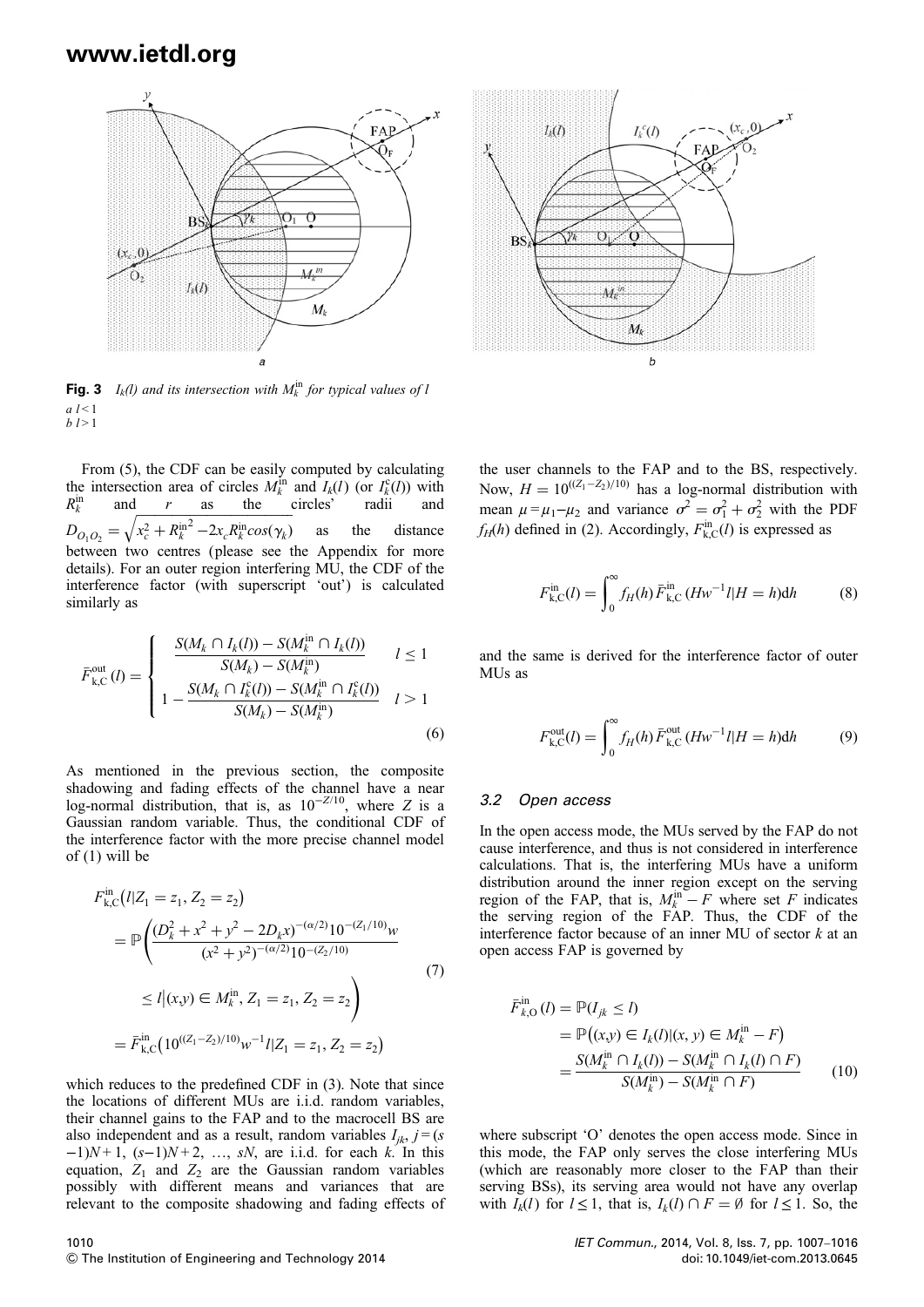**Fig. 3** $I_k(l)$ and its intersection with $M_k^{\text{in}}$ for typical values of $l$

*a* $l < 1$
*b* $l > 1$

From (5), the CDF can be easily computed by calculating the intersection area of circles $M_k^{\text{in}}$ and $I_k(l)$ (or $I_k^{\text{c}}(l)$) with $R_k^{\text{in}}$ and $r$ as the circles' radii and $D_{O_1O_2} = \sqrt{x_c^2 + R_k^{\text{in}2} - 2x_c R_k^{\text{in}} cos(\gamma_k)}$ as the distance between two centres (please see the Appendix for more details). For an outer region interfering MU, the CDF of the interference factor (with superscript 'out') is calculated similarly as

$$\bar{F}_{\text{k,C}}^{\text{out}}(l) = \begin{cases} \dfrac{S(M_k \cap I_k(l)) - S(M_k^{\text{in}} \cap I_k(l))}{S(M_k) - S(M_k^{\text{in}})} & l \le 1 \\ 1 - \dfrac{S(M_k \cap I_k^{\text{c}}(l)) - S(M_k^{\text{in}} \cap I_k^{\text{c}}(l))}{S(M_k) - S(M_k^{\text{in}})} & l > 1 \end{cases} \tag{6}$$

As mentioned in the previous section, the composite shadowing and fading effects of the channel have a near log-normal distribution, that is, as $10^{-Z/10}$, where $Z$ is a Gaussian random variable. Thus, the conditional CDF of the interference factor with the more precise channel model of (1) will be

$$\begin{aligned} F_{\text{k,C}}^{\text{in}}(l|Z_1 = z_1, Z_2 = z_2) &= \mathbb{P}\left( \frac{(D_k^2 + x^2 + y^2 - 2D_k x)^{-(\alpha/2)} 10^{-(Z_1/10)} w}{(x^2 + y^2)^{-(\alpha/2)} 10^{-(Z_2/10)}} \right. \\ &\quad \left. \le l \middle| (x,y) \in M_k^{\text{in}}, Z_1 = z_1, Z_2 = z_2 \right) \\ &= \bar{F}_{\text{k,C}}^{\text{in}}\left(10^{((Z_1 - Z_2)/10)} w^{-1} l | Z_1 = z_1, Z_2 = z_2\right) \end{aligned} \tag{7}$$

which reduces to the predefined CDF in (3). Note that since the locations of different MUs are i.i.d. random variables, their channel gains to the FAP and to the macrocell BS are also independent and as a result, random variables $I_{jk}$, $j = (s-1)N + 1, (s-1)N + 2, \ldots, sN$, are i.i.d. for each $k$. In this equation, $Z_1$ and $Z_2$ are the Gaussian random variables possibly with different means and variances that are relevant to the composite shadowing and fading effects of the user channels to the FAP and to the BS, respectively. Now, $H = 10^{((Z_1 - Z_2)/10)}$ has a log-normal distribution with mean $\mu = \mu_1 - \mu_2$ and variance $\sigma^2 = \sigma_1^2 + \sigma_2^2$ with the PDF $f_H(h)$ defined in (2). Accordingly, $F_{\text{k,C}}^{\text{in}}(l)$ is expressed as

$$F_{\text{k,C}}^{\text{in}}(l) = \int_0^{\infty} f_H(h) \bar{F}_{\text{k,C}}^{\text{in}}(Hw^{-1}l | H = h) \text{d}h \tag{8}$$

and the same is derived for the interference factor of outer MUs as

$$F_{\text{k,C}}^{\text{out}}(l) = \int_0^{\infty} f_H(h) \bar{F}_{\text{k,C}}^{\text{out}}(Hw^{-1}l | H = h) \text{d}h \tag{9}$$

### *3.2 Open access*

In the open access mode, the MUs served by the FAP do not cause interference, and thus is not considered in interference calculations. That is, the interfering MUs have a uniform distribution around the inner region except on the serving region of the FAP, that is, $M_k^{\text{in}} - F$ where set $F$ indicates the serving region of the FAP. Thus, the CDF of the interference factor because of an inner MU of sector $k$ at an open access FAP is governed by

$$\begin{aligned} \bar{F}_{k,\text{O}}^{\text{in}}(l) &= \mathbb{P}(I_{jk} \le l) \\ &= \mathbb{P}\left((x,y) \in I_k(l) | (x,y) \in M_k^{\text{in}} - F\right) \\ &= \frac{S(M_k^{\text{in}} \cap I_k(l)) - S(M_k^{\text{in}} \cap I_k(l) \cap F)}{S(M_k^{\text{in}}) - S(M_k^{\text{in}} \cap F)} \end{aligned} \tag{10}$$

where subscript 'O' denotes the open access mode. Since in this mode, the FAP only serves the close interfering MUs (which are reasonably more closer to the FAP than their serving BSs), its serving area would not have any overlap with $I_k(l)$ for $l \le 1$, that is, $I_k(l) \cap F = \emptyset$ for $l \le 1$. So, the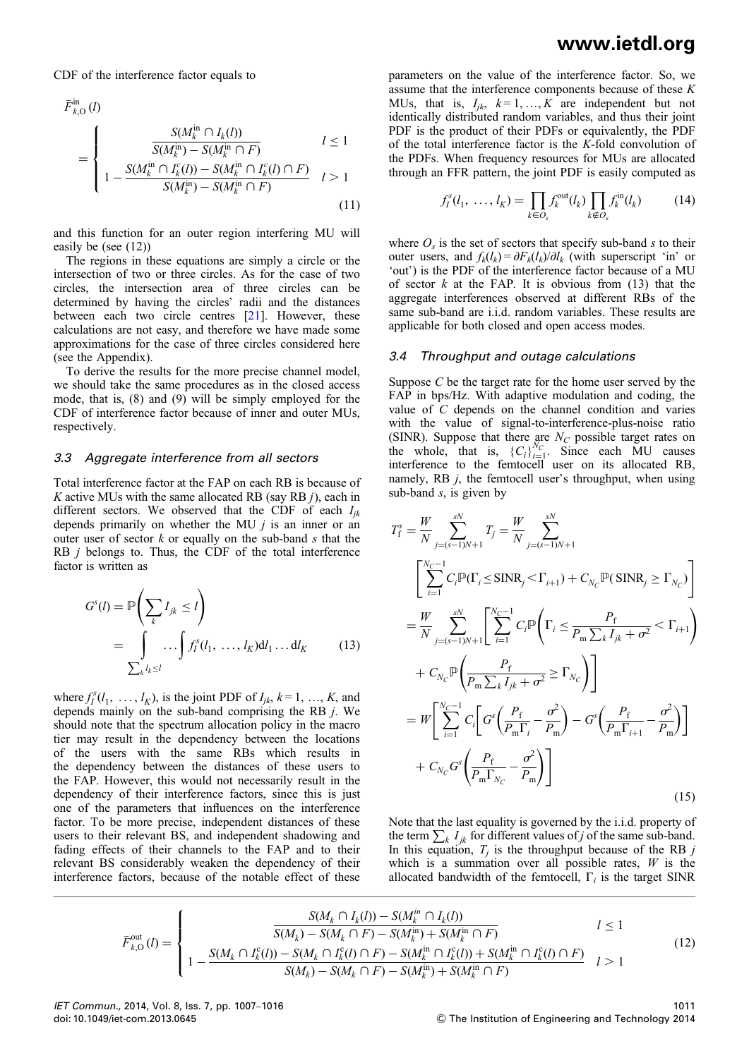CDF of the interference factor equals to

$$\bar{F}^{\text{in}}_{k,\text{O}}(l) = \begin{cases} \dfrac{S(M^{\text{in}}_k \cap I_k(l))}{S(M^{\text{in}}_k) - S(M^{\text{in}}_k \cap F)} & l \le 1 \\ 1 - \dfrac{S(M^{\text{in}}_k \cap I^c_k(l)) - S(M^{\text{in}}_k \cap I^c_k(l) \cap F)}{S(M^{\text{in}}_k) - S(M^{\text{in}}_k \cap F)} & l > 1 \end{cases} \tag{11}$$

and this function for an outer region interfering MU will easily be (see (12))

$$\bar{F}^{\text{out}}_{k,\text{O}}(l) = \begin{cases} \dfrac{S(M_k \cap I_k(l)) - S(M^{in}_k \cap I_k(l))}{S(M_k) - S(M_k \cap F) - S(M^{\text{in}}_k) + S(M^{\text{in}}_k \cap F)} & l \le 1 \\ 1 - \dfrac{S(M_k \cap I^c_k(l)) - S(M_k \cap I^c_k(l) \cap F) - S(M^{\text{in}}_k \cap I^c_k(l)) + S(M^{\text{in}}_k \cap I^c_k(l) \cap F)}{S(M_k) - S(M_k \cap F) - S(M^{\text{in}}_k) + S(M^{\text{in}}_k \cap F)} & l > 1 \end{cases} \tag{12}$$

The regions in these equations are simply a circle or the intersection of two or three circles. As for the case of two circles, the intersection area of three circles can be determined by having the circles' radii and the distances between each two circle centres [21]. However, these calculations are not easy, and therefore we have made some approximations for the case of three circles considered here (see the Appendix).

To derive the results for the more precise channel model, we should take the same procedures as in the closed access mode, that is, (8) and (9) will be simply employed for the CDF of interference factor because of inner and outer MUs, respectively.

### 3.3 Aggregate interference from all sectors

Total interference factor at the FAP on each RB is because of $K$ active MUs with the same allocated RB (say RB $j$), each in different sectors. We observed that the CDF of each $I_{jk}$ depends primarily on whether the MU $j$ is an inner or an outer user of sector $k$ or equally on the sub-band $s$ that the RB $j$ belongs to. Thus, the CDF of the total interference factor is written as

$$G^s(l) = \mathbb{P}\left(\sum_k I_{jk} \le l\right) = \underset{\sum_k l_k \le l}{\int \cdots \int} f^s_I(l_1, \ldots, l_K)\,\text{d}l_1 \ldots \text{d}l_K \tag{13}$$

where $f^s_I(l_1, \ldots, l_K)$, is the joint PDF of $I_{jk}$, $k = 1, \ldots, K$, and depends mainly on the sub-band comprising the RB $j$. We should note that the spectrum allocation policy in the macro tier may result in the dependency between the locations of the users with the same RBs which results in the dependency between the distances of these users to the FAP. However, this would not necessarily result in the dependency of their interference factors, since this is just one of the parameters that influences on the interference factor. To be more precise, independent distances of these users to their relevant BS, and independent shadowing and fading effects of their channels to the FAP and to their relevant BS considerably weaken the dependency of their interference factors, because of the notable effect of these parameters on the value of the interference factor. So, we assume that the interference components because of these $K$ MUs, that is, $I_{jk}$, $k = 1, \ldots, K$ are independent but not identically distributed random variables, and thus their joint PDF is the product of their PDFs or equivalently, the PDF of the total interference factor is the $K$-fold convolution of the PDFs. When frequency resources for MUs are allocated through an FFR pattern, the joint PDF is easily computed as

$$f^s_I(l_1, \ldots, l_K) = \prod_{k \in O_s} f^{\text{out}}_k(l_k) \prod_{k \notin O_s} f^{\text{in}}_k(l_k) \tag{14}$$

where $O_s$ is the set of sectors that specify sub-band $s$ to their outer users, and $f_k(l_k) = \partial F_k(l_k)/\partial l_k$ (with superscript 'in' or 'out') is the PDF of the interference factor because of a MU of sector $k$ at the FAP. It is obvious from (13) that the aggregate interferences observed at different RBs of the same sub-band are i.i.d. random variables. These results are applicable for both closed and open access modes.

### 3.4 Throughput and outage calculations

Suppose $C$ be the target rate for the home user served by the FAP in bps/Hz. With adaptive modulation and coding, the value of $C$ depends on the channel condition and varies with the value of signal-to-interference-plus-noise ratio (SINR). Suppose that there are $N_C$ possible target rates on the whole, that is, $\{C_i\}_{i=1}^{N_C}$. Since each MU causes interference to the femtocell user on its allocated RB, namely, RB $j$, the femtocell user's throughput, when using sub-band $s$, is given by

$$\begin{aligned} T^s_{\text{f}} &= \frac{W}{N} \sum_{j=(s-1)N+1}^{sN} T_j = \frac{W}{N} \sum_{j=(s-1)N+1}^{sN} \left[\sum_{i=1}^{N_C-1} C_i \mathbb{P}(\Gamma_i \le \text{SINR}_j < \Gamma_{i+1}) + C_{N_C} \mathbb{P}(\text{SINR}_j \ge \Gamma_{N_C})\right] \\ &= \frac{W}{N} \sum_{j=(s-1)N+1}^{sN} \left[\sum_{i=1}^{N_C-1} C_i \mathbb{P}\left(\Gamma_i \le \frac{P_{\text{f}}}{P_{\text{m}} \sum_k I_{jk} + \sigma^2} < \Gamma_{i+1}\right) + C_{N_C} \mathbb{P}\left(\frac{P_{\text{f}}}{P_{\text{m}} \sum_k I_{jk} + \sigma^2} \ge \Gamma_{N_C}\right)\right] \\ &= W\left[\sum_{i=1}^{N_C-1} C_i \left[G^s\left(\frac{P_{\text{f}}}{P_{\text{m}}\Gamma_i} - \frac{\sigma^2}{P_{\text{m}}}\right) - G^s\left(\frac{P_{\text{f}}}{P_{\text{m}}\Gamma_{i+1}} - \frac{\sigma^2}{P_{\text{m}}}\right)\right] + C_{N_C} G^s\left(\frac{P_{\text{f}}}{P_{\text{m}}\Gamma_{N_C}} - \frac{\sigma^2}{P_{\text{m}}}\right)\right] \end{aligned} \tag{15}$$

Note that the last equality is governed by the i.i.d. property of the term $\sum_k I_{jk}$ for different values of $j$ of the same sub-band. In this equation, $T_j$ is the throughput because of the RB $j$ which is a summation over all possible rates, $W$ is the allocated bandwidth of the femtocell, $\Gamma_i$ is the target SINR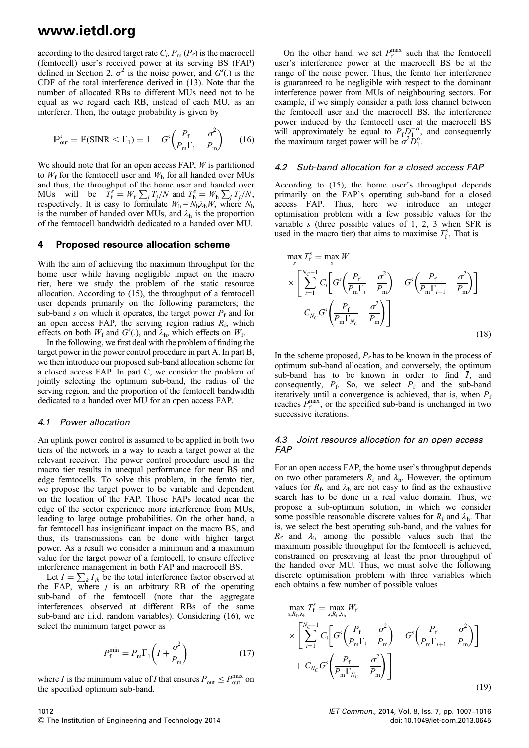according to the desired target rate $C_i$, $P_m$ ($P_f$) is the macrocell (femtocell) user's received power at its serving BS (FAP) defined in Section 2, $\sigma^2$ is the noise power, and $G^s(.)$ is the CDF of the total interference derived in (13). Note that the number of allocated RBs to different MUs need not to be equal as we regard each RB, instead of each MU, as an interferer. Then, the outage probability is given by

$$\mathbb{P}_{\text{out}}^s = \mathbb{P}(\text{SINR} < \Gamma_1) = 1 - G^s\left(\frac{P_f}{P_m\Gamma_1} - \frac{\sigma^2}{P_m}\right) \quad (16)$$

We should note that for an open access FAP, $W$ is partitioned to $W_f$ for the femtocell user and $W_h$ for all handed over MUs and thus, the throughput of the home user and handed over MUs will be $T_f^s = W_f \sum_j T_j/N$ and $T_h^s = W_h \sum_j T_j/N$, respectively. It is easy to formulate $W_h = N_h\lambda_h W$, where $N_h$ is the number of handed over MUs, and $\lambda_h$ is the proportion of the femtocell bandwidth dedicated to a handed over MU.

## 4 Proposed resource allocation scheme

With the aim of achieving the maximum throughput for the home user while having negligible impact on the macro tier, here we study the problem of the static resource allocation. According to (15), the throughput of a femtocell user depends primarily on the following parameters; the sub-band $s$ on which it operates, the target power $P_f$ and for an open access FAP, the serving region radius $R_f$, which effects on both $W_f$ and $G^s(.)$, and $\lambda_h$, which effects on $W_f$.

In the following, we first deal with the problem of finding the target power in the power control procedure in part A. In part B, we then introduce our proposed sub-band allocation scheme for a closed access FAP. In part C, we consider the problem of jointly selecting the optimum sub-band, the radius of the serving region, and the proportion of the femtocell bandwidth dedicated to a handed over MU for an open access FAP.

### 4.1 Power allocation

An uplink power control is assumed to be applied in both two tiers of the network in a way to reach a target power at the relevant receiver. The power control procedure used in the macro tier results in unequal performance for near BS and edge femtocells. To solve this problem, in the femto tier, we propose the target power to be variable and dependent on the location of the FAP. Those FAPs located near the edge of the sector experience more interference from MUs, leading to large outage probabilities. On the other hand, a far femtocell has insignificant impact on the macro BS, and thus, its transmissions can be done with higher target power. As a result we consider a minimum and a maximum value for the target power of a femtocell, to ensure effective interference management in both FAP and macrocell BS.

Let $I = \sum_k I_{jk}$ be the total interference factor observed at the FAP, where $j$ is an arbitrary RB of the operating sub-band of the femtocell (note that the aggregate interferences observed at different RBs of the same sub-band are i.i.d. random variables). Considering (16), we select the minimum target power as

$$P_f^{\min} = P_m\Gamma_1\left(\bar{I} + \frac{\sigma^2}{P_m}\right) \quad (17)$$

where $\bar{I}$ is the minimum value of $I$ that ensures $P_{\text{out}} \leq P_{\text{out}}^{\max}$ on the specified optimum sub-band.

On the other hand, we set $P_f^{\max}$ such that the femtocell user's interference power at the macrocell BS be at the range of the noise power. Thus, the femto tier interference is guaranteed to be negligible with respect to the dominant interference power from MUs of neighbouring sectors. For example, if we simply consider a path loss channel between the femtocell user and the macrocell BS, the interference power induced by the femtocell user at the macrocell BS will approximately be equal to $P_f D_1^{-\alpha}$, and consequently the maximum target power will be $\sigma^2 D_1^{\alpha}$.

### 4.2 Sub-band allocation for a closed access FAP

According to (15), the home user's throughput depends primarily on the FAP's operating sub-band for a closed access FAP. Thus, here we introduce an integer optimisation problem with a few possible values for the variable $s$ (three possible values of 1, 2, 3 when SFR is used in the macro tier) that aims to maximise $T_f^s$. That is

$$\begin{aligned}\max_s T_f^s = \max_s W &\times \left[\sum_{i=1}^{N_C - 1} C_i\left[G^s\left(\frac{P_f}{P_m\Gamma_i} - \frac{\sigma^2}{P_m}\right) - G^s\left(\frac{P_f}{P_m\Gamma_{i+1}} - \frac{\sigma^2}{P_m}\right)\right]\right. \\ &\left. + C_{N_C} G^s\left(\frac{P_f}{P_m\Gamma_{N_C}} - \frac{\sigma^2}{P_m}\right)\right]\end{aligned} \quad (18)$$

In the scheme proposed, $P_f$ has to be known in the process of optimum sub-band allocation, and conversely, the optimum sub-band has to be known in order to find $\bar{I}$, and consequently, $P_f$. So, we select $P_f$ and the sub-band iteratively until a convergence is achieved, that is, when $P_f$ reaches $P_f^{\max}$, or the specified sub-band is unchanged in two successive iterations.

### 4.3 Joint resource allocation for an open access FAP

For an open access FAP, the home user's throughput depends on two other parameters $R_f$ and $\lambda_h$. However, the optimum values for $R_f$, and $\lambda_h$ are not easy to find as the exhaustive search has to be done in a real value domain. Thus, we propose a sub-optimum solution, in which we consider some possible reasonable discrete values for $R_f$ and $\lambda_h$. That is, we select the best operating sub-band, and the values for $R_f$ and $\lambda_h$ among the possible values such that the maximum possible throughput for the femtocell is achieved, constrained on preserving at least the prior throughput of the handed over MU. Thus, we must solve the following discrete optimisation problem with three variables which each obtains a few number of possible values

$$\begin{aligned}\max_{s,R_f,\lambda_h} T_f^s = \max_{s,R_f,\lambda_h} W_f &\times \left[\sum_{i=1}^{N_C - 1} C_i\left[G^s\left(\frac{P_f}{P_m\Gamma_i} - \frac{\sigma^2}{P_m}\right) - G^s\left(\frac{P_f}{P_m\Gamma_{i+1}} - \frac{\sigma^2}{P_m}\right)\right]\right. \\ &\left. + C_{N_C} G^s\left(\frac{P_f}{P_m\Gamma_{N_C}} - \frac{\sigma^2}{P_m}\right)\right]\end{aligned} \quad (19)$$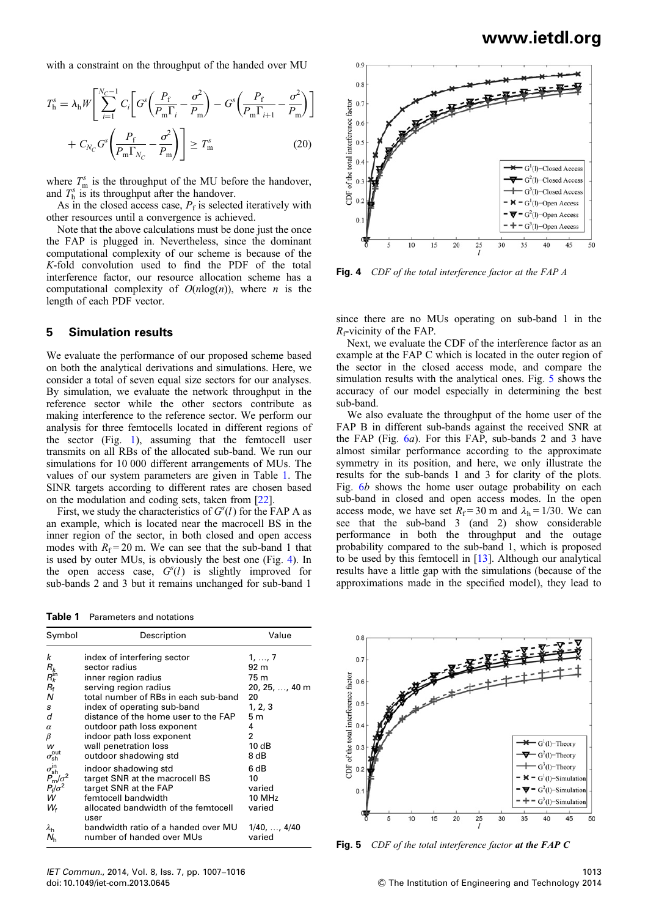with a constraint on the throughput of the handed over MU

$$T_{\rm h}^{s} = \lambda_{\rm h} W \left[ \sum_{i=1}^{N_C - 1} C_i \left[ G^{s}\left( \frac{P_{\rm f}}{P_{\rm m}\Gamma_i} - \frac{\sigma^2}{P_{\rm m}} \right) - G^{s}\left( \frac{P_{\rm f}}{P_{\rm m}\Gamma_{i+1}} - \frac{\sigma^2}{P_{\rm m}} \right) \right] + C_{N_C} G^{s}\left( \frac{P_{\rm f}}{P_{\rm m}\Gamma_{N_C}} - \frac{\sigma^2}{P_{\rm m}} \right) \right] \geq T_{\rm m}^{s} \quad (20)$$

where $T_{\rm m}^{s}$ is the throughput of the MU before the handover, and $T_{\rm h}^{s}$ is its throughput after the handover.

As in the closed access case, $P_{\rm f}$ is selected iteratively with other resources until a convergence is achieved.

Note that the above calculations must be done just the once the FAP is plugged in. Nevertheless, since the dominant computational complexity of our scheme is because of the $K$-fold convolution used to find the PDF of the total interference factor, our resource allocation scheme has a computational complexity of $O(n\log(n))$, where $n$ is the length of each PDF vector.

## 5 Simulation results

We evaluate the performance of our proposed scheme based on both the analytical derivations and simulations. Here, we consider a total of seven equal size sectors for our analyses. By simulation, we evaluate the network throughput in the reference sector while the other sectors contribute as making interference to the reference sector. We perform our analysis for three femtocells located in different regions of the sector (Fig. 1), assuming that the femtocell user transmits on all RBs of the allocated sub-band. We run our simulations for 10 000 different arrangements of MUs. The values of our system parameters are given in Table 1. The SINR targets according to different rates are chosen based on the modulation and coding sets, taken from [22].

First, we study the characteristics of $G^{s}(l)$ for the FAP A as an example, which is located near the macrocell BS in the inner region of the sector, in both closed and open access modes with $R_{\rm f} = 20$ m. We can see that the sub-band 1 that is used by outer MUs, is obviously the best one (Fig. 4). In the open access case, $G^{s}(l)$ is slightly improved for sub-bands 2 and 3 but it remains unchanged for sub-band 1

**Table 1** Parameters and notations

| Symbol | Description | Value |
|---|---|---|
| $k$ | index of interfering sector | 1, …, 7 |
| $R_k$ | sector radius | 92 m |
| $R_k^{\rm in}$ | inner region radius | 75 m |
| $R_{\rm f}$ | serving region radius | 20, 25, …, 40 m |
| $N$ | total number of RBs in each sub-band | 20 |
| $s$ | index of operating sub-band | 1, 2, 3 |
| $d$ | distance of the home user to the FAP | 5 m |
| $\alpha$ | outdoor path loss exponent | 4 |
| $\beta$ | indoor path loss exponent | 2 |
| $w$ | wall penetration loss | 10 dB |
| $\sigma_{\rm sh}^{\rm out}$ | outdoor shadowing std | 8 dB |
| $\sigma_{\rm sh}^{\rm in}$ | indoor shadowing std | 6 dB |
| $P_{\rm m}/\sigma^2$ | target SNR at the macrocell BS | 10 |
| $P_{\rm f}/\sigma^2$ | target SNR at the FAP | varied |
| $W$ | femtocell bandwidth | 10 MHz |
| $W_{\rm f}$ | allocated bandwidth of the femtocell user | varied |
| $\lambda_{\rm h}$ | bandwidth ratio of a handed over MU | 1/40, …, 4/40 |
| $N_{\rm h}$ | number of handed over MUs | varied |

**Fig. 4** *CDF of the total interference factor at the FAP A*

since there are no MUs operating on sub-band 1 in the $R_{\rm f}$-vicinity of the FAP.

Next, we evaluate the CDF of the interference factor as an example at the FAP C which is located in the outer region of the sector in the closed access mode, and compare the simulation results with the analytical ones. Fig. 5 shows the accuracy of our model especially in determining the best sub-band.

We also evaluate the throughput of the home user of the FAP B in different sub-bands against the received SNR at the FAP (Fig. 6*a*). For this FAP, sub-bands 2 and 3 have almost similar performance according to the approximate symmetry in its position, and here, we only illustrate the results for the sub-bands 1 and 3 for clarity of the plots. Fig. 6*b* shows the home user outage probability on each sub-band in closed and open access modes. In the open access mode, we have set $R_{\rm f} = 30$ m and $\lambda_{\rm h} = 1/30$. We can see that the sub-band 3 (and 2) show considerable performance in both the throughput and the outage probability compared to the sub-band 1, which is proposed to be used by this femtocell in [13]. Although our analytical results have a little gap with the simulations (because of the approximations made in the specified model), they lead to

**Fig. 5** *CDF of the total interference factor* ***at the FAP C***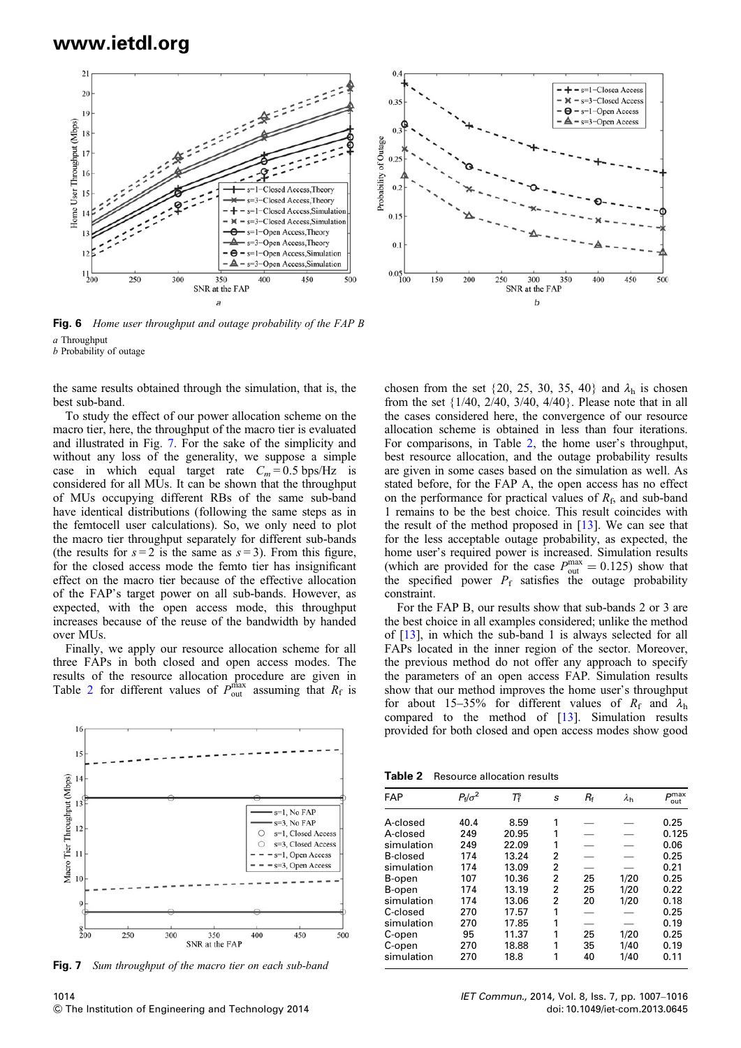**Fig. 6** *Home user throughput and outage probability of the FAP B*

*a* Throughput
*b* Probability of outage

the same results obtained through the simulation, that is, the best sub-band.

To study the effect of our power allocation scheme on the macro tier, here, the throughput of the macro tier is evaluated and illustrated in Fig. 7. For the sake of the simplicity and without any loss of the generality, we suppose a simple case in which equal target rate $C_m = 0.5$ bps/Hz is considered for all MUs. It can be shown that the throughput of MUs occupying different RBs of the same sub-band have identical distributions (following the same steps as in the femtocell user calculations). So, we only need to plot the macro tier throughput separately for different sub-bands (the results for $s = 2$ is the same as $s = 3$). From this figure, for the closed access mode the femto tier has insignificant effect on the macro tier because of the effective allocation of the FAP's target power on all sub-bands. However, as expected, with the open access mode, this throughput increases because of the reuse of the bandwidth by handed over MUs.

Finally, we apply our resource allocation scheme for all three FAPs in both closed and open access modes. The results of the resource allocation procedure are given in Table 2 for different values of $P_{\text{out}}^{\max}$ assuming that $R_f$ is chosen from the set {20, 25, 30, 35, 40} and $\lambda_h$ is chosen from the set {1/40, 2/40, 3/40, 4/40}. Please note that in all the cases considered here, the convergence of our resource allocation scheme is obtained in less than four iterations. For comparisons, in Table 2, the home user's throughput, best resource allocation, and the outage probability results are given in some cases based on the simulation as well. As stated before, for the FAP A, the open access has no effect on the performance for practical values of $R_f$, and sub-band 1 remains to be the best choice. This result coincides with the result of the method proposed in [13]. We can see that for the less acceptable outage probability, as expected, the home user's required power is increased. Simulation results (which are provided for the case $P_{\text{out}}^{\max} = 0.125$) show that the specified power $P_f$ satisfies the outage probability constraint.

For the FAP B, our results show that sub-bands 2 or 3 are the best choice in all examples considered; unlike the method of [13], in which the sub-band 1 is always selected for all FAPs located in the inner region of the sector. Moreover, the previous method do not offer any approach to specify the parameters of an open access FAP. Simulation results show that our method improves the home user's throughput for about 15–35% for different values of $R_f$ and $\lambda_h$ compared to the method of [13]. Simulation results provided for both closed and open access modes show good

**Fig. 7** *Sum throughput of the macro tier on each sub-band*

**Table 2** Resource allocation results

| FAP | $P_f/\sigma^2$ | $T_f^s$ | $s$ | $R_f$ | $\lambda_h$ | $P_{\text{out}}^{\max}$ |
|---|---|---|---|---|---|---|
| A-closed | 40.4 | 8.59 | 1 | — | — | 0.25 |
| A-closed | 249 | 20.95 | 1 | — | — | 0.125 |
| simulation | 249 | 22.09 | 1 | — | — | 0.06 |
| B-closed | 174 | 13.24 | 2 | — | — | 0.25 |
| simulation | 174 | 13.09 | 2 | — | — | 0.21 |
| B-open | 107 | 10.36 | 2 | 25 | 1/20 | 0.25 |
| B-open | 174 | 13.19 | 2 | 25 | 1/20 | 0.22 |
| simulation | 174 | 13.06 | 2 | 20 | 1/20 | 0.18 |
| C-closed | 270 | 17.57 | 1 | — | — | 0.25 |
| simulation | 270 | 17.85 | 1 | — | — | 0.19 |
| C-open | 95 | 11.37 | 1 | 25 | 1/20 | 0.25 |
| C-open | 270 | 18.88 | 1 | 35 | 1/40 | 0.19 |
| simulation | 270 | 18.8 | 1 | 40 | 1/40 | 0.11 |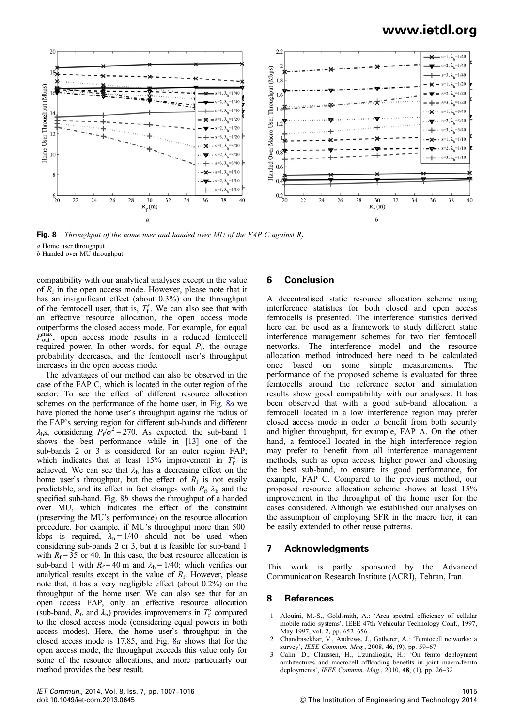**Fig. 8** *Throughput of the home user and handed over MU of the FAP C against $R_f$*

*a* Home user throughput
*b* Handed over MU throughput

compatibility with our analytical analyses except in the value of $R_f$ in the open access mode. However, please note that it has an insignificant effect (about 0.3%) on the throughput of the femtocell user, that is, $T_f^s$. We can also see that with an effective resource allocation, the open access mode outperforms the closed access mode. For example, for equal $P_{out}^{max}$, open access mode results in a reduced femtocell required power. In other words, for equal $P_f$, the outage probability decreases, and the femtocell user's throughput increases in the open access mode.

The advantages of our method can also be observed in the case of the FAP C, which is located in the outer region of the sector. To see the effect of different resource allocation schemes on the performance of the home user, in Fig. 8*a* we have plotted the home user's throughput against the radius of the FAP's serving region for different sub-bands and different $\lambda_h$s, considering $P_f/\sigma^2 = 270$. As expected, the sub-band 1 shows the best performance while in [13] one of the sub-bands 2 or 3 is considered for an outer region FAP; which indicates that at least 15% improvement in $T_f^s$ is achieved. We can see that $\lambda_h$ has a decreasing effect on the home user's throughput, but the effect of $R_f$ is not easily predictable, and its effect in fact changes with $P_f$, $\lambda_h$ and the specified sub-band. Fig. 8*b* shows the throughput of a handed over MU, which indicates the effect of the constraint (preserving the MU's performance) on the resource allocation procedure. For example, if MU's throughput more than 500 kbps is required, $\lambda_h = 1/40$ should not be used when considering sub-bands 2 or 3, but it is feasible for sub-band 1 with $R_f = 35$ or 40. In this case, the best resource allocation is sub-band 1 with $R_f = 40$ m and $\lambda_h = 1/40$; which verifies our analytical results except in the value of $R_f$. However, please note that, it has a very negligible effect (about 0.2%) on the throughput of the home user. We can also see that for an open access FAP, only an effective resource allocation (sub-band, $R_f$, and $\lambda_h$) provides improvements in $T_f^s$ compared to the closed access mode (considering equal powers in both access modes). Here, the home user's throughput in the closed access mode is 17.85, and Fig. 8*a* shows that for the open access mode, the throughput exceeds this value only for some of the resource allocations, and more particularly our method provides the best result.

## 6 Conclusion

A decentralised static resource allocation scheme using interference statistics for both closed and open access femtocells is presented. The interference statistics derived here can be used as a framework to study different static interference management schemes for two tier femtocell networks. The interference model and the resource allocation method introduced here need to be calculated once based on some simple measurements. The performance of the proposed scheme is evaluated for three femtocells around the reference sector and simulation results show good compatibility with our analyses. It has been observed that with a good sub-band allocation, a femtocell located in a low interference region may prefer closed access mode in order to benefit from both security and higher throughput, for example, FAP A. On the other hand, a femtocell located in the high interference region may prefer to benefit from all interference management methods, such as open access, higher power and choosing the best sub-band, to ensure its good performance, for example, FAP C. Compared to the previous method, our proposed resource allocation scheme shows at least 15% improvement in the throughput of the home user for the cases considered. Although we established our analyses on the assumption of employing SFR in the macro tier, it can be easily extended to other reuse patterns.

## 7 Acknowledgments

This work is partly sponsored by the Advanced Communication Research Institute (ACRI), Tehran, Iran.

## 8 References

1. Alouini, M.-S., Goldsmith, A.: 'Area spectral efficiency of cellular mobile radio systems'. IEEE 47th Vehicular Technology Conf., 1997, May 1997, vol. 2, pp. 652–656
2. Chandrasekhar, V., Andrews, J., Gatherer, A.: 'Femtocell networks: a survey', *IEEE Commun. Mag.*, 2008, **46**, (9), pp. 59–67
3. Calin, D., Claussen, H., Uzunalioglu, H.: 'On femto deployment architectures and macrocell offloading benefits in joint macro-femto deployments', *IEEE Commun. Mag.*, 2010, **48**, (1), pp. 26–32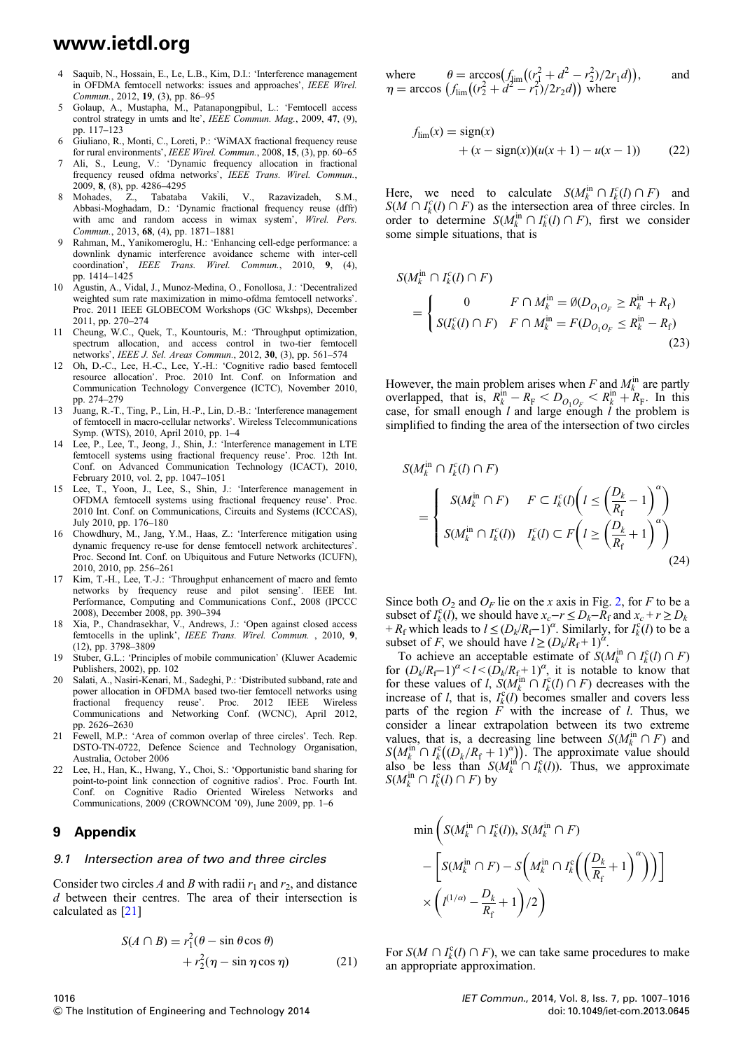4 Saquib, N., Hossain, E., Le, L.B., Kim, D.I.: 'Interference management in OFDMA femtocell networks: issues and approaches', *IEEE Wirel. Commun.*, 2012, **19**, (3), pp. 86–95

5 Golaup, A., Mustapha, M., Patanapongpibul, L.: 'Femtocell access control strategy in umts and lte', *IEEE Commun. Mag.*, 2009, **47**, (9), pp. 117–123

6 Giuliano, R., Monti, C., Loreti, P.: 'WiMAX fractional frequency reuse for rural environments', *IEEE Wirel. Commun.*, 2008, **15**, (3), pp. 60–65

7 Ali, S., Leung, V.: 'Dynamic frequency allocation in fractional frequency reused ofdma networks', *IEEE Trans. Wirel. Commun.*, 2009, **8**, (8), pp. 4286–4295

8 Mohades, Z., Tabataba Vakili, V., Razavizadeh, S.M., Abbasi-Moghadam, D.: 'Dynamic fractional frequency reuse (dffr) with amc and random access in wimax system', *Wirel. Pers. Commun.*, 2013, **68**, (4), pp. 1871–1881

9 Rahman, M., Yanikomeroglu, H.: 'Enhancing cell-edge performance: a downlink dynamic interference avoidance scheme with inter-cell coordination', *IEEE Trans. Wirel. Commun.*, 2010, **9**, (4), pp. 1414–1425

10 Agustin, A., Vidal, J., Munoz-Medina, O., Fonollosa, J.: 'Decentralized weighted sum rate maximization in mimo-ofdma femtocell networks'. Proc. 2011 IEEE GLOBECOM Workshops (GC Wkshps), December 2011, pp. 270–274

11 Cheung, W.C., Quek, T., Kountouris, M.: 'Throughput optimization, spectrum allocation, and access control in two-tier femtocell networks', *IEEE J. Sel. Areas Commun.*, 2012, **30**, (3), pp. 561–574

12 Oh, D.-C., Lee, H.-C., Lee, Y.-H.: 'Cognitive radio based femtocell resource allocation'. Proc. 2010 Int. Conf. on Information and Communication Technology Convergence (ICTC), November 2010, pp. 274–279

13 Juang, R.-T., Ting, P., Lin, H.-P., Lin, D.-B.: 'Interference management of femtocell in macro-cellular networks'. Wireless Telecommunications Symp. (WTS), 2010, April 2010, pp. 1–4

14 Lee, P., Lee, T., Jeong, J., Shin, J.: 'Interference management in LTE femtocell systems using fractional frequency reuse'. Proc. 12th Int. Conf. on Advanced Communication Technology (ICACT), 2010, February 2010, vol. 2, pp. 1047–1051

15 Lee, T., Yoon, J., Lee, S., Shin, J.: 'Interference management in OFDMA femtocell systems using fractional frequency reuse'. Proc. 2010 Int. Conf. on Communications, Circuits and Systems (ICCCAS), July 2010, pp. 176–180

16 Chowdhury, M., Jang, Y.M., Haas, Z.: 'Interference mitigation using dynamic frequency re-use for dense femtocell network architectures'. Proc. Second Int. Conf. on Ubiquitous and Future Networks (ICUFN), 2010, 2010, pp. 256–261

17 Kim, T.-H., Lee, T.-J.: 'Throughput enhancement of macro and femto networks by frequency reuse and pilot sensing'. IEEE Int. Performance, Computing and Communications Conf., 2008 (IPCCC 2008), December 2008, pp. 390–394

18 Xia, P., Chandrasekhar, V., Andrews, J.: 'Open against closed access femtocells in the uplink', *IEEE Trans. Wirel. Commun.* , 2010, **9**, (12), pp. 3798–3809

19 Stuber, G.L.: 'Principles of mobile communication' (Kluwer Academic Publishers, 2002), pp. 102

20 Salati, A., Nasiri-Kenari, M., Sadeghi, P.: 'Distributed subband, rate and power allocation in OFDMA based two-tier femtocell networks using fractional frequency reuse'. Proc. 2012 IEEE Wireless Communications and Networking Conf. (WCNC), April 2012, pp. 2626–2630

21 Fewell, M.P.: 'Area of common overlap of three circles'. Tech. Rep. DSTO-TN-0722, Defence Science and Technology Organisation, Australia, October 2006

22 Lee, H., Han, K., Hwang, Y., Choi, S.: 'Opportunistic band sharing for point-to-point link connection of cognitive radios'. Proc. Fourth Int. Conf. on Cognitive Radio Oriented Wireless Networks and Communications, 2009 (CROWNCOM '09), June 2009, pp. 1–6

## 9 Appendix

### 9.1 Intersection area of two and three circles

Consider two circles $A$ and $B$ with radii $r_1$ and $r_2$, and distance $d$ between their centres. The area of their intersection is calculated as [21]

$$S(A \cap B) = r_1^2(\theta - \sin\theta\cos\theta) + r_2^2(\eta - \sin\eta\cos\eta) \qquad (21)$$

where $\theta = \arccos\big(f_{\lim}\big((r_1^2 + d^2 - r_2^2)/2r_1 d\big)\big)$, and $\eta = \arccos\big(f_{\lim}\big((r_2^2 + d^2 - r_1^2)/2r_2 d\big)\big)$ where

$$f_{\lim}(x) = \operatorname{sign}(x) + (x - \operatorname{sign}(x))(u(x+1) - u(x-1)) \qquad (22)$$

Here, we need to calculate $S(M_k^{\text{in}} \cap I_k^c(l) \cap F)$ and $S(M \cap I_k^c(l) \cap F)$ as the intersection area of three circles. In order to determine $S(M_k^{\text{in}} \cap I_k^c(l) \cap F)$, first we consider some simple situations, that is

$$S(M_k^{\text{in}} \cap I_k^c(l) \cap F) = \begin{cases} 0 & F \cap M_k^{\text{in}} = \emptyset(D_{O_1 O_F} \geq R_k^{\text{in}} + R_{\text{f}}) \\ S(I_k^c(l) \cap F) & F \cap M_k^{\text{in}} = F(D_{O_1 O_F} \leq R_k^{\text{in}} - R_{\text{f}}) \end{cases} \qquad (23)$$

However, the main problem arises when $F$ and $M_k^{\text{in}}$ are partly overlapped, that is, $R_k^{\text{in}} - R_{\text{F}} < D_{O_1 O_F} < R_k^{\text{in}} + R_{\text{F}}$. In this case, for small enough $l$ and large enough $l$ the problem is simplified to finding the area of the intersection of two circles

$$S(M_k^{\text{in}} \cap I_k^c(l) \cap F) = \begin{cases} S(M_k^{\text{in}} \cap F) & F \subset I_k^c(l)\left(l \leq \left(\dfrac{D_k}{R_{\text{f}}} - 1\right)^{\alpha}\right) \\ S(M_k^{\text{in}} \cap I_k^c(l)) & I_k^c(l) \subset F\left(l \geq \left(\dfrac{D_k}{R_{\text{f}}} + 1\right)^{\alpha}\right) \end{cases} \qquad (24)$$

Since both $O_2$ and $O_F$ lie on the $x$ axis in Fig. 2, for $F$ to be a subset of $I_k^c(l)$, we should have $x_c - r \leq D_k - R_{\text{f}}$ and $x_c + r \geq D_k + R_{\text{f}}$ which leads to $l \leq (D_k/R_{\text{f}} - 1)^{\alpha}$. Similarly, for $I_k^c(l)$ to be a subset of $F$, we should have $l \geq (D_k/R_{\text{f}} + 1)^{\alpha}$.

To achieve an acceptable estimate of $S(M_k^{\text{in}} \cap I_k^c(l) \cap F)$ for $(D_k/R_{\text{f}} - 1)^{\alpha} < l < (D_k/R_{\text{f}} + 1)^{\alpha}$, it is notable to know that for these values of $l$, $S(M_k^{\text{in}} \cap I_k^c(l) \cap F)$ decreases with the increase of $l$, that is, $I_k^c(l)$ becomes smaller and covers less parts of the region $F$ with the increase of $l$. Thus, we consider a linear extrapolation between its two extreme values, that is, a decreasing line between $S(M_k^{\text{in}} \cap F)$ and $S\big(M_k^{\text{in}} \cap I_k^c\big((D_k/R_{\text{f}} + 1)^{\alpha}\big)\big)$. The approximate value should also be less than $S(M_k^{\text{in}} \cap I_k^c(l))$. Thus, we approximate $S(M_k^{\text{in}} \cap I_k^c(l) \cap F)$ by

$$\min\Bigg(S(M_k^{\text{in}} \cap I_k^c(l)), S(M_k^{\text{in}} \cap F) - \left[S(M_k^{\text{in}} \cap F) - S\left(M_k^{\text{in}} \cap I_k^c\left(\left(\frac{D_k}{R_{\text{f}}} + 1\right)^{\alpha}\right)\right)\right] \times \left(l^{(1/\alpha)} - \frac{D_k}{R_{\text{f}}} + 1\right)/2\Bigg)$$

For $S(M \cap I_k^c(l) \cap F)$, we can take same procedures to make an appropriate approximation.